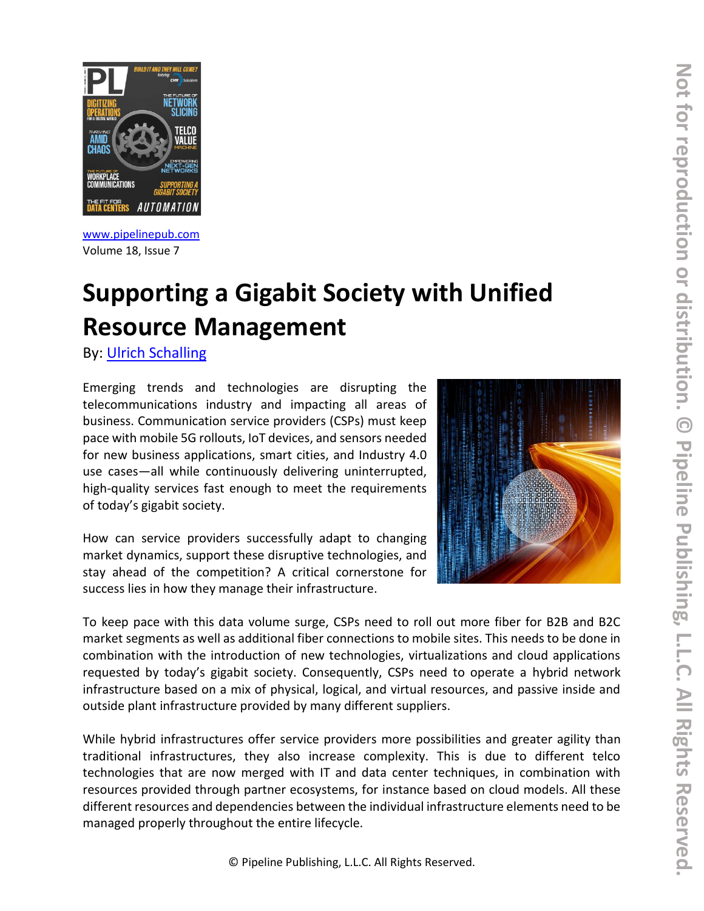www.pipelinepub.com
Volume 18, Issue 7

# Supporting a Gigabit Society with Unified Resource Management

By: Ulrich Schalling

Emerging trends and technologies are disrupting the telecommunications industry and impacting all areas of business. Communication service providers (CSPs) must keep pace with mobile 5G rollouts, IoT devices, and sensors needed for new business applications, smart cities, and Industry 4.0 use cases—all while continuously delivering uninterrupted, high-quality services fast enough to meet the requirements of today's gigabit society.

How can service providers successfully adapt to changing market dynamics, support these disruptive technologies, and stay ahead of the competition? A critical cornerstone for success lies in how they manage their infrastructure.

To keep pace with this data volume surge, CSPs need to roll out more fiber for B2B and B2C market segments as well as additional fiber connections to mobile sites. This needs to be done in combination with the introduction of new technologies, virtualizations and cloud applications requested by today's gigabit society. Consequently, CSPs need to operate a hybrid network infrastructure based on a mix of physical, logical, and virtual resources, and passive inside and outside plant infrastructure provided by many different suppliers.

While hybrid infrastructures offer service providers more possibilities and greater agility than traditional infrastructures, they also increase complexity. This is due to different telco technologies that are now merged with IT and data center techniques, in combination with resources provided through partner ecosystems, for instance based on cloud models. All these different resources and dependencies between the individual infrastructure elements need to be managed properly throughout the entire lifecycle.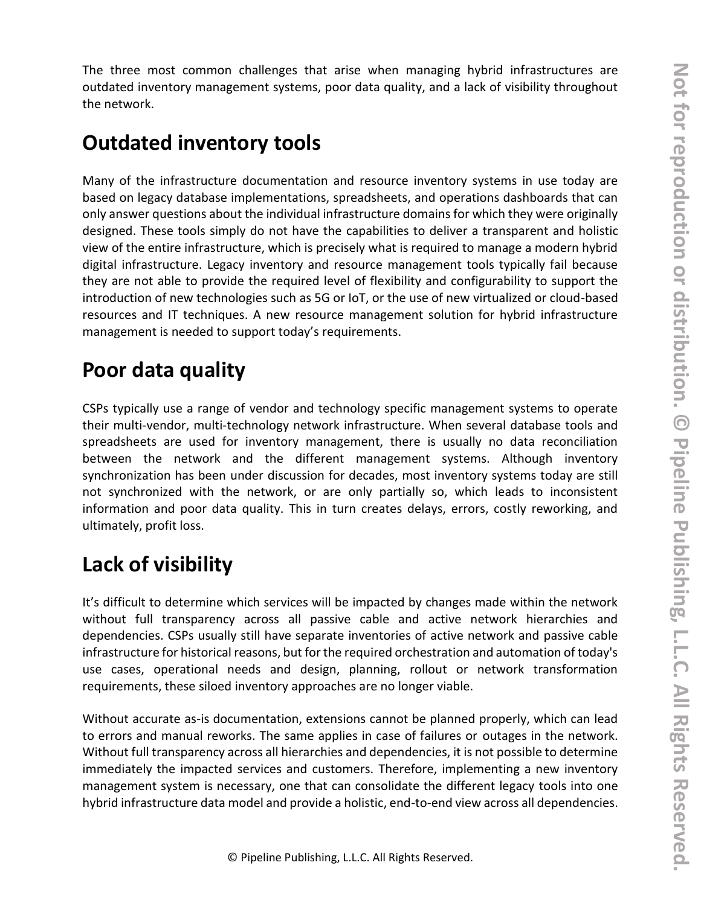The three most common challenges that arise when managing hybrid infrastructures are outdated inventory management systems, poor data quality, and a lack of visibility throughout the network.

## Outdated inventory tools

Many of the infrastructure documentation and resource inventory systems in use today are based on legacy database implementations, spreadsheets, and operations dashboards that can only answer questions about the individual infrastructure domains for which they were originally designed. These tools simply do not have the capabilities to deliver a transparent and holistic view of the entire infrastructure, which is precisely what is required to manage a modern hybrid digital infrastructure. Legacy inventory and resource management tools typically fail because they are not able to provide the required level of flexibility and configurability to support the introduction of new technologies such as 5G or IoT, or the use of new virtualized or cloud-based resources and IT techniques. A new resource management solution for hybrid infrastructure management is needed to support today's requirements.

## Poor data quality

CSPs typically use a range of vendor and technology specific management systems to operate their multi-vendor, multi-technology network infrastructure. When several database tools and spreadsheets are used for inventory management, there is usually no data reconciliation between the network and the different management systems. Although inventory synchronization has been under discussion for decades, most inventory systems today are still not synchronized with the network, or are only partially so, which leads to inconsistent information and poor data quality. This in turn creates delays, errors, costly reworking, and ultimately, profit loss.

## Lack of visibility

It's difficult to determine which services will be impacted by changes made within the network without full transparency across all passive cable and active network hierarchies and dependencies. CSPs usually still have separate inventories of active network and passive cable infrastructure for historical reasons, but for the required orchestration and automation of today's use cases, operational needs and design, planning, rollout or network transformation requirements, these siloed inventory approaches are no longer viable.

Without accurate as-is documentation, extensions cannot be planned properly, which can lead to errors and manual reworks. The same applies in case of failures or outages in the network. Without full transparency across all hierarchies and dependencies, it is not possible to determine immediately the impacted services and customers. Therefore, implementing a new inventory management system is necessary, one that can consolidate the different legacy tools into one hybrid infrastructure data model and provide a holistic, end-to-end view across all dependencies.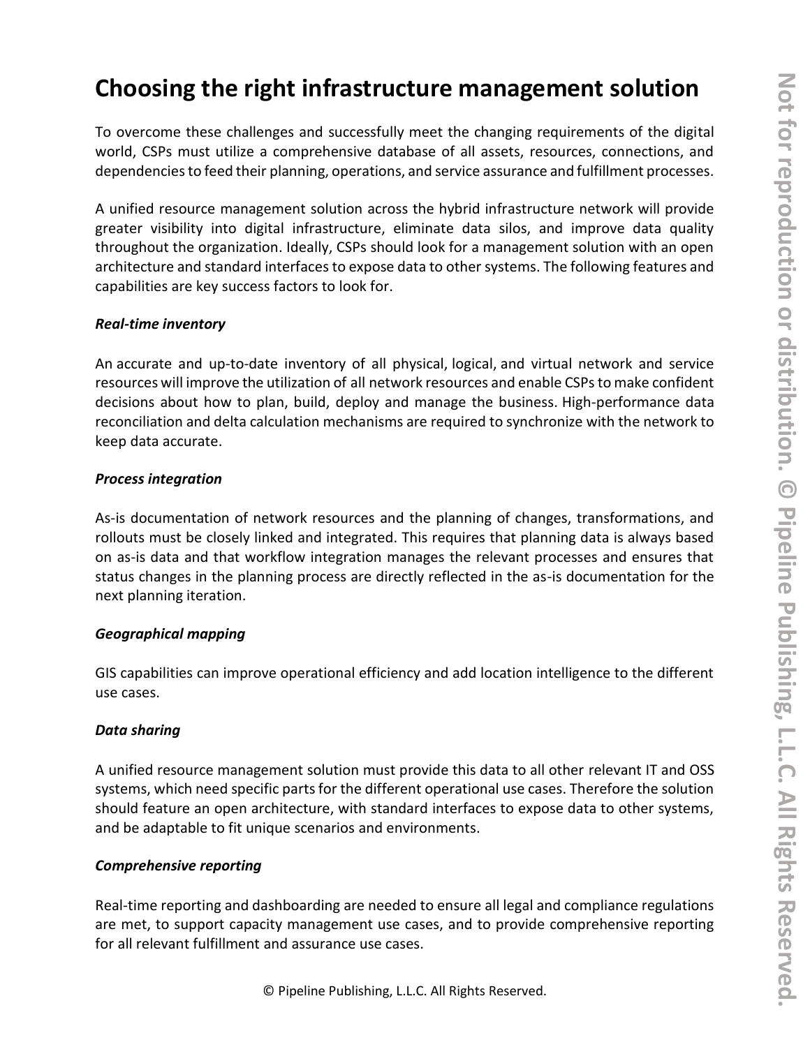# Choosing the right infrastructure management solution

To overcome these challenges and successfully meet the changing requirements of the digital world, CSPs must utilize a comprehensive database of all assets, resources, connections, and dependencies to feed their planning, operations, and service assurance and fulfillment processes.

A unified resource management solution across the hybrid infrastructure network will provide greater visibility into digital infrastructure, eliminate data silos, and improve data quality throughout the organization. Ideally, CSPs should look for a management solution with an open architecture and standard interfaces to expose data to other systems. The following features and capabilities are key success factors to look for.

***Real-time inventory***

An accurate and up-to-date inventory of all physical, logical, and virtual network and service resources will improve the utilization of all network resources and enable CSPs to make confident decisions about how to plan, build, deploy and manage the business. High-performance data reconciliation and delta calculation mechanisms are required to synchronize with the network to keep data accurate.

***Process integration***

As-is documentation of network resources and the planning of changes, transformations, and rollouts must be closely linked and integrated. This requires that planning data is always based on as-is data and that workflow integration manages the relevant processes and ensures that status changes in the planning process are directly reflected in the as-is documentation for the next planning iteration.

***Geographical mapping***

GIS capabilities can improve operational efficiency and add location intelligence to the different use cases.

***Data sharing***

A unified resource management solution must provide this data to all other relevant IT and OSS systems, which need specific parts for the different operational use cases. Therefore the solution should feature an open architecture, with standard interfaces to expose data to other systems, and be adaptable to fit unique scenarios and environments.

***Comprehensive reporting***

Real-time reporting and dashboarding are needed to ensure all legal and compliance regulations are met, to support capacity management use cases, and to provide comprehensive reporting for all relevant fulfillment and assurance use cases.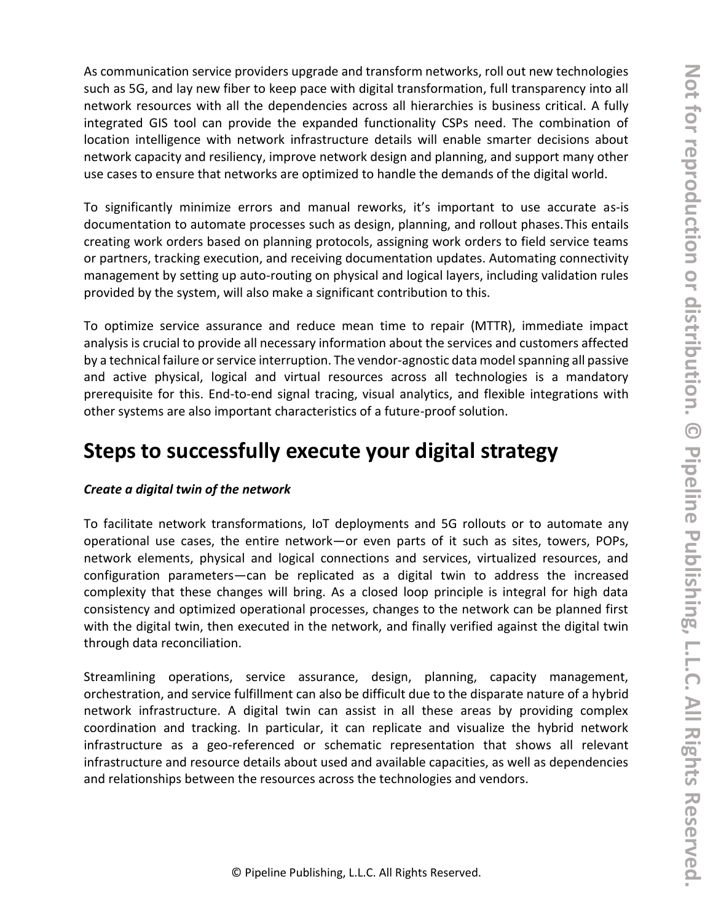As communication service providers upgrade and transform networks, roll out new technologies such as 5G, and lay new fiber to keep pace with digital transformation, full transparency into all network resources with all the dependencies across all hierarchies is business critical. A fully integrated GIS tool can provide the expanded functionality CSPs need. The combination of location intelligence with network infrastructure details will enable smarter decisions about network capacity and resiliency, improve network design and planning, and support many other use cases to ensure that networks are optimized to handle the demands of the digital world.

To significantly minimize errors and manual reworks, it's important to use accurate as-is documentation to automate processes such as design, planning, and rollout phases. This entails creating work orders based on planning protocols, assigning work orders to field service teams or partners, tracking execution, and receiving documentation updates. Automating connectivity management by setting up auto-routing on physical and logical layers, including validation rules provided by the system, will also make a significant contribution to this.

To optimize service assurance and reduce mean time to repair (MTTR), immediate impact analysis is crucial to provide all necessary information about the services and customers affected by a technical failure or service interruption. The vendor-agnostic data model spanning all passive and active physical, logical and virtual resources across all technologies is a mandatory prerequisite for this. End-to-end signal tracing, visual analytics, and flexible integrations with other systems are also important characteristics of a future-proof solution.

## Steps to successfully execute your digital strategy

***Create a digital twin of the network***

To facilitate network transformations, IoT deployments and 5G rollouts or to automate any operational use cases, the entire network—or even parts of it such as sites, towers, POPs, network elements, physical and logical connections and services, virtualized resources, and configuration parameters—can be replicated as a digital twin to address the increased complexity that these changes will bring. As a closed loop principle is integral for high data consistency and optimized operational processes, changes to the network can be planned first with the digital twin, then executed in the network, and finally verified against the digital twin through data reconciliation.

Streamlining operations, service assurance, design, planning, capacity management, orchestration, and service fulfillment can also be difficult due to the disparate nature of a hybrid network infrastructure. A digital twin can assist in all these areas by providing complex coordination and tracking. In particular, it can replicate and visualize the hybrid network infrastructure as a geo-referenced or schematic representation that shows all relevant infrastructure and resource details about used and available capacities, as well as dependencies and relationships between the resources across the technologies and vendors.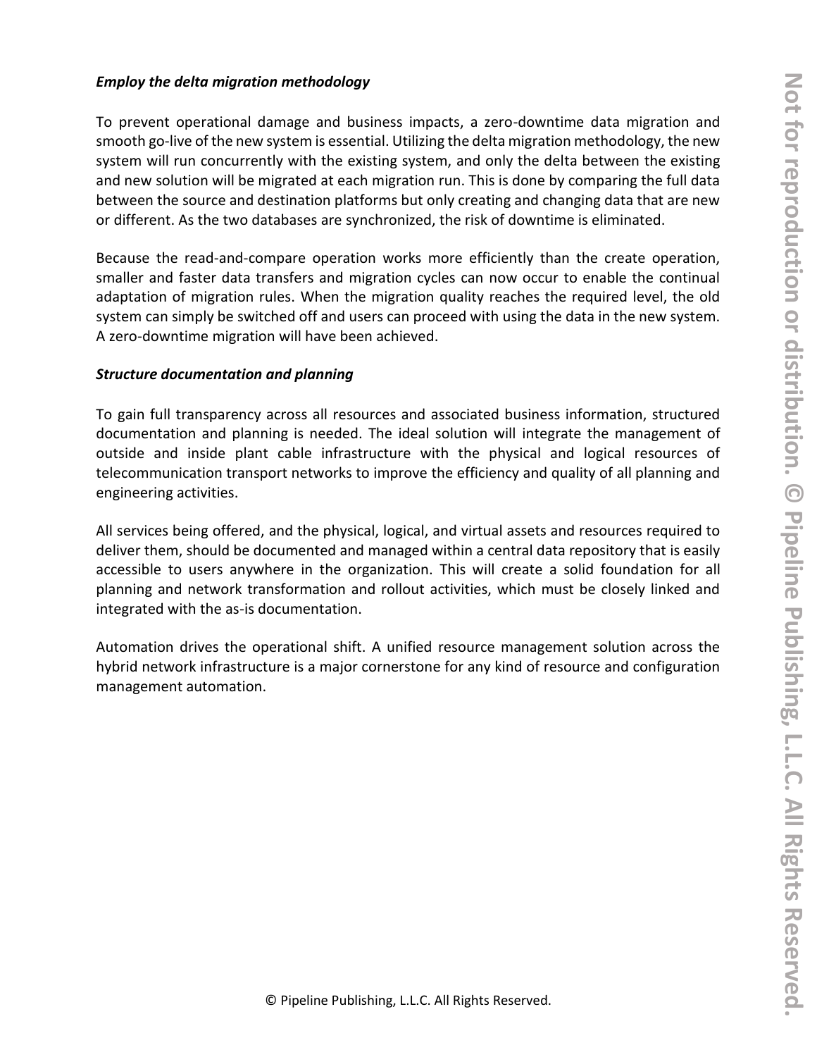***Employ the delta migration methodology***

To prevent operational damage and business impacts, a zero-downtime data migration and smooth go-live of the new system is essential. Utilizing the delta migration methodology, the new system will run concurrently with the existing system, and only the delta between the existing and new solution will be migrated at each migration run. This is done by comparing the full data between the source and destination platforms but only creating and changing data that are new or different. As the two databases are synchronized, the risk of downtime is eliminated.

Because the read-and-compare operation works more efficiently than the create operation, smaller and faster data transfers and migration cycles can now occur to enable the continual adaptation of migration rules. When the migration quality reaches the required level, the old system can simply be switched off and users can proceed with using the data in the new system. A zero-downtime migration will have been achieved.

***Structure documentation and planning***

To gain full transparency across all resources and associated business information, structured documentation and planning is needed. The ideal solution will integrate the management of outside and inside plant cable infrastructure with the physical and logical resources of telecommunication transport networks to improve the efficiency and quality of all planning and engineering activities.

All services being offered, and the physical, logical, and virtual assets and resources required to deliver them, should be documented and managed within a central data repository that is easily accessible to users anywhere in the organization. This will create a solid foundation for all planning and network transformation and rollout activities, which must be closely linked and integrated with the as-is documentation.

Automation drives the operational shift. A unified resource management solution across the hybrid network infrastructure is a major cornerstone for any kind of resource and configuration management automation.